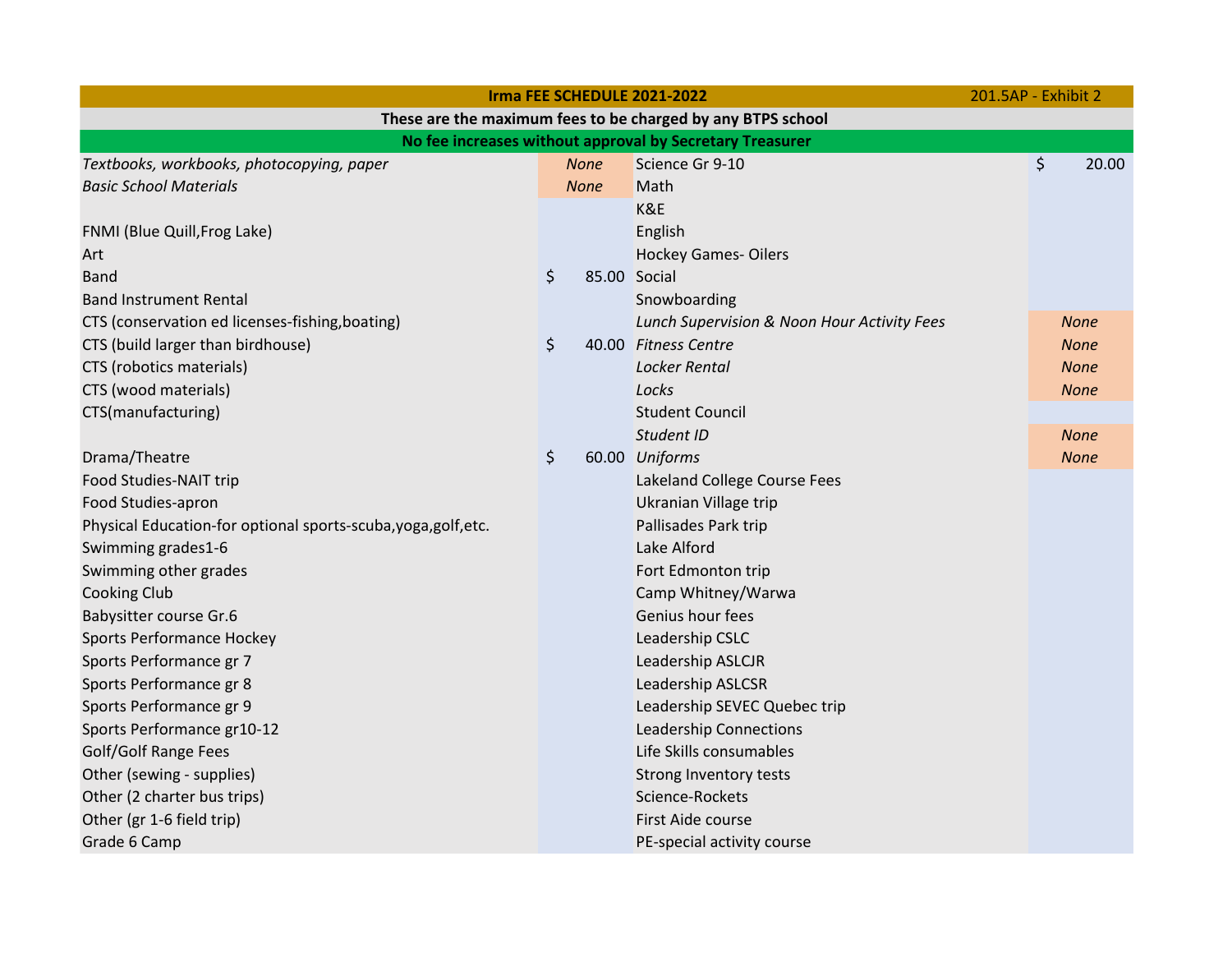| Irma FEE SCHEDULE 2021-2022 | | | 201.5AP - Exhibit 2 |
|---|---|---|---|
| **These are the maximum fees to be charged by any BTPS school** | | | |
| **No fee increases without approval by Secretary Treasurer** | | | |
| *Textbooks, workbooks, photocopying, paper* | *None* | Science Gr 9-10 | $ 20.00 |
| *Basic School Materials* | *None* | Math | |
| | | K&E | |
| FNMI (Blue Quill,Frog Lake) | | English | |
| Art | | Hockey Games- Oilers | |
| Band | $ 85.00 | Social | |
| Band Instrument Rental | | Snowboarding | |
| CTS (conservation ed licenses-fishing,boating) | | *Lunch Supervision & Noon Hour Activity Fees* | *None* |
| CTS (build larger than birdhouse) | $ 40.00 | *Fitness Centre* | *None* |
| CTS (robotics materials) | | *Locker Rental* | *None* |
| CTS (wood materials) | | *Locks* | *None* |
| CTS(manufacturing) | | Student Council | |
| | | *Student ID* | *None* |
| Drama/Theatre | $ 60.00 | *Uniforms* | *None* |
| Food Studies-NAIT trip | | Lakeland College Course Fees | |
| Food Studies-apron | | Ukranian Village trip | |
| Physical Education-for optional sports-scuba,yoga,golf,etc. | | Pallisades Park trip | |
| Swimming grades1-6 | | Lake Alford | |
| Swimming other grades | | Fort Edmonton trip | |
| Cooking Club | | Camp Whitney/Warwa | |
| Babysitter course Gr.6 | | Genius hour fees | |
| Sports Performance Hockey | | Leadership CSLC | |
| Sports Performance gr 7 | | Leadership ASLCJR | |
| Sports Performance gr 8 | | Leadership ASLCSR | |
| Sports Performance gr 9 | | Leadership SEVEC Quebec trip | |
| Sports Performance gr10-12 | | Leadership Connections | |
| Golf/Golf Range Fees | | Life Skills consumables | |
| Other (sewing - supplies) | | Strong Inventory tests | |
| Other (2 charter bus trips) | | Science-Rockets | |
| Other (gr 1-6 field trip) | | First Aide course | |
| Grade 6 Camp | | PE-special activity course | |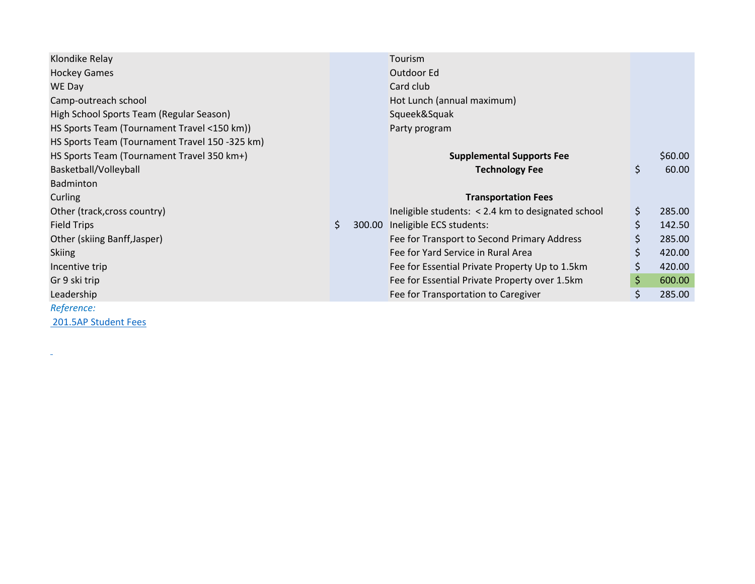| | | | |
|---|---|---|---|
| Klondike Relay | | Tourism | |
| Hockey Games | | Outdoor Ed | |
| WE Day | | Card club | |
| Camp-outreach school | | Hot Lunch (annual maximum) | |
| High School Sports Team (Regular Season) | | Squeek&Squak | |
| HS Sports Team (Tournament Travel <150 km)) | | Party program | |
| HS Sports Team (Tournament Travel 150 -325 km) | | | |
| HS Sports Team (Tournament Travel 350 km+) | | **Supplemental Supports Fee** | $60.00 |
| Basketball/Volleyball | | **Technology Fee** | $ 60.00 |
| Badminton | | | |
| Curling | | **Transportation Fees** | |
| Other (track,cross country) | | Ineligible students: < 2.4 km to designated school | $ 285.00 |
| Field Trips | $ 300.00 | Ineligible ECS students: | $ 142.50 |
| Other (skiing Banff,Jasper) | | Fee for Transport to Second Primary Address | $ 285.00 |
| Skiing | | Fee for Yard Service in Rural Area | $ 420.00 |
| Incentive trip | | Fee for Essential Private Property Up to 1.5km | $ 420.00 |
| Gr 9 ski trip | | Fee for Essential Private Property over 1.5km | $ 600.00 |
| Leadership | | Fee for Transportation to Caregiver | $ 285.00 |

*Reference:*

201.5AP Student Fees